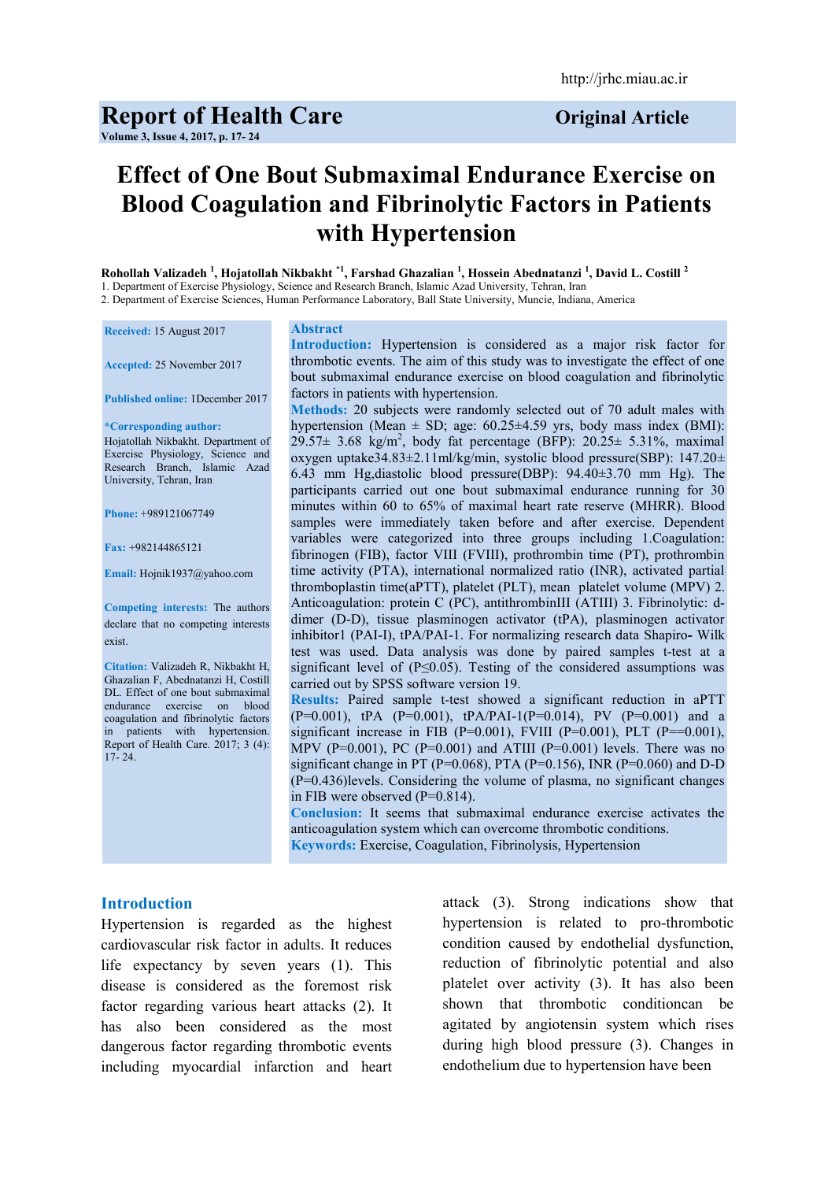http://jrhc.miau.ac.ir

**Report of Health Care**

**Original Article**

# Effect of One Bout Submaximal Endurance Exercise on Blood Coagulation and Fibrinolytic Factors in Patients with Hypertension

**Rohollah Valizadeh [1], Hojatollah Nikbakht [*1], Farshad Ghazalian [1], Hossein Abednatanzi [1], David L. Costill [2]**

1. Department of Exercise Physiology, Science and Research Branch, Islamic Azad University, Tehran, Iran
2. Department of Exercise Sciences, Human Performance Laboratory, Ball State University, Muncie, Indiana, America

**Received:** 15 August 2017

**Accepted:** 25 November 2017

**Published online:** 1December 2017

***Corresponding author:**
Hojatollah Nikbakht. Department of Exercise Physiology, Science and Research Branch, Islamic Azad University, Tehran, Iran

**Phone:** +989121067749

**Fax:** +982144865121

**Email:** Hojnik1937@yahoo.com

**Competing interests:** The authors declare that no competing interests exist.

**Citation:** Valizadeh R, Nikbakht H, Ghazalian F, Abednatanzi H, Costill DL. Effect of one bout submaximal endurance exercise on blood coagulation and fibrinolytic factors in patients with hypertension. Report of Health Care. 2017; 3 (4): 17- 24.

## Abstract

**Introduction:** Hypertension is considered as a major risk factor for thrombotic events. The aim of this study was to investigate the effect of one bout submaximal endurance exercise on blood coagulation and fibrinolytic factors in patients with hypertension.

**Methods:** 20 subjects were randomly selected out of 70 adult males with hypertension (Mean ± SD; age: 60.25±4.59 yrs, body mass index (BMI): 29.57± 3.68 kg/m$^2$, body fat percentage (BFP): 20.25± 5.31%, maximal oxygen uptake34.83±2.11ml/kg/min, systolic blood pressure(SBP): 147.20± 6.43 mm Hg,diastolic blood pressure(DBP): 94.40±3.70 mm Hg). The participants carried out one bout submaximal endurance running for 30 minutes within 60 to 65% of maximal heart rate reserve (MHRR). Blood samples were immediately taken before and after exercise. Dependent variables were categorized into three groups including 1.Coagulation: fibrinogen (FIB), factor VIII (FVIII), prothrombin time (PT), prothrombin time activity (PTA), international normalized ratio (INR), activated partial thromboplastin time(aPTT), platelet (PLT), mean platelet volume (MPV) 2. Anticoagulation: protein C (PC), antithrombinIII (ATIII) 3. Fibrinolytic: d-dimer (D-D), tissue plasminogen activator (tPA), plasminogen activator inhibitor1 (PAI-I), tPA/PAI-1. For normalizing research data Shapiro- Wilk test was used. Data analysis was done by paired samples t-test at a significant level of (P≤0.05). Testing of the considered assumptions was carried out by SPSS software version 19.

**Results:** Paired sample t-test showed a significant reduction in aPTT (P=0.001), tPA (P=0.001), tPA/PAI-1(P=0.014), PV (P=0.001) and a significant increase in FIB (P=0.001), FVIII (P=0.001), PLT (P==0.001), MPV (P=0.001), PC (P=0.001) and ATIII (P=0.001) levels. There was no significant change in PT (P=0.068), PTA (P=0.156), INR (P=0.060) and D-D (P=0.436)levels. Considering the volume of plasma, no significant changes in FIB were observed (P=0.814).

**Conclusion:** It seems that submaximal endurance exercise activates the anticoagulation system which can overcome thrombotic conditions.

**Keywords:** Exercise, Coagulation, Fibrinolysis, Hypertension

## Introduction

Hypertension is regarded as the highest cardiovascular risk factor in adults. It reduces life expectancy by seven years (1). This disease is considered as the foremost risk factor regarding various heart attacks (2). It has also been considered as the most dangerous factor regarding thrombotic events including myocardial infarction and heart attack (3). Strong indications show that hypertension is related to pro-thrombotic condition caused by endothelial dysfunction, reduction of fibrinolytic potential and also platelet over activity (3). It has also been shown that thrombotic conditioncan be agitated by angiotensin system which rises during high blood pressure (3). Changes in endothelium due to hypertension have been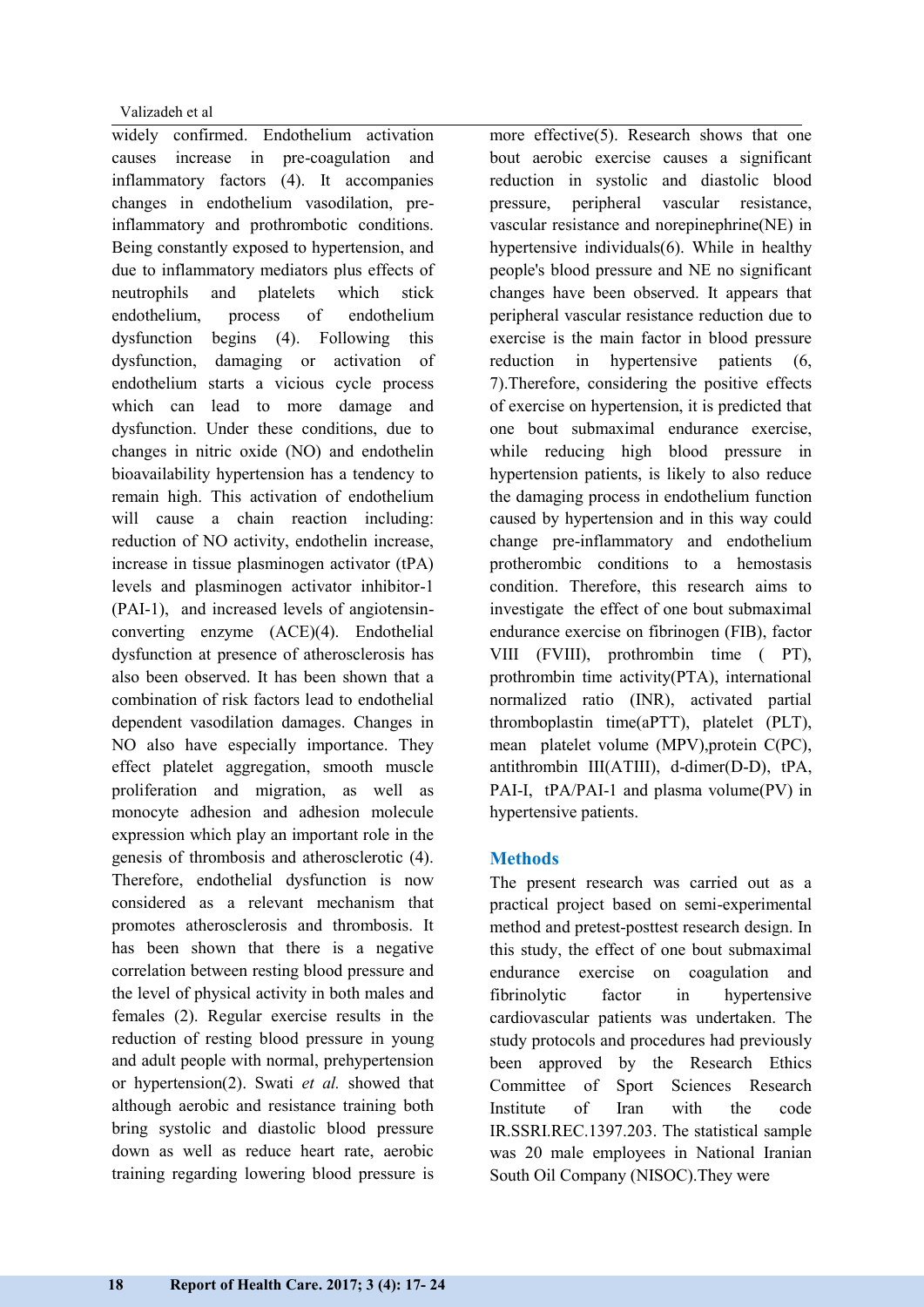widely confirmed. Endothelium activation causes increase in pre-coagulation and inflammatory factors (4). It accompanies changes in endothelium vasodilation, pre-inflammatory and prothrombotic conditions. Being constantly exposed to hypertension, and due to inflammatory mediators plus effects of neutrophils and platelets which stick endothelium, process of endothelium dysfunction begins (4). Following this dysfunction, damaging or activation of endothelium starts a vicious cycle process which can lead to more damage and dysfunction. Under these conditions, due to changes in nitric oxide (NO) and endothelin bioavailability hypertension has a tendency to remain high. This activation of endothelium will cause a chain reaction including: reduction of NO activity, endothelin increase, increase in tissue plasminogen activator (tPA) levels and plasminogen activator inhibitor-1 (PAI-1), and increased levels of angiotensin-converting enzyme (ACE)(4). Endothelial dysfunction at presence of atherosclerosis has also been observed. It has been shown that a combination of risk factors lead to endothelial dependent vasodilation damages. Changes in NO also have especially importance. They effect platelet aggregation, smooth muscle proliferation and migration, as well as monocyte adhesion and adhesion molecule expression which play an important role in the genesis of thrombosis and atherosclerotic (4). Therefore, endothelial dysfunction is now considered as a relevant mechanism that promotes atherosclerosis and thrombosis. It has been shown that there is a negative correlation between resting blood pressure and the level of physical activity in both males and females (2). Regular exercise results in the reduction of resting blood pressure in young and adult people with normal, prehypertension or hypertension(2). Swati *et al.* showed that although aerobic and resistance training both bring systolic and diastolic blood pressure down as well as reduce heart rate, aerobic training regarding lowering blood pressure is more effective(5). Research shows that one bout aerobic exercise causes a significant reduction in systolic and diastolic blood pressure, peripheral vascular resistance, vascular resistance and norepinephrine(NE) in hypertensive individuals(6). While in healthy people's blood pressure and NE no significant changes have been observed. It appears that peripheral vascular resistance reduction due to exercise is the main factor in blood pressure reduction in hypertensive patients (6, 7).Therefore, considering the positive effects of exercise on hypertension, it is predicted that one bout submaximal endurance exercise, while reducing high blood pressure in hypertension patients, is likely to also reduce the damaging process in endothelium function caused by hypertension and in this way could change pre-inflammatory and endothelium protherombic conditions to a hemostasis condition. Therefore, this research aims to investigate the effect of one bout submaximal endurance exercise on fibrinogen (FIB), factor VIII (FVIII), prothrombin time ( PT), prothrombin time activity(PTA), international normalized ratio (INR), activated partial thromboplastin time(aPTT), platelet (PLT), mean platelet volume (MPV),protein C(PC), antithrombin III(ATIII), d-dimer(D-D), tPA, PAI-I, tPA/PAI-1 and plasma volume(PV) in hypertensive patients.

## Methods

The present research was carried out as a practical project based on semi-experimental method and pretest-posttest research design. In this study, the effect of one bout submaximal endurance exercise on coagulation and fibrinolytic factor in hypertensive cardiovascular patients was undertaken. The study protocols and procedures had previously been approved by the Research Ethics Committee of Sport Sciences Research Institute of Iran with the code IR.SSRI.REC.1397.203. The statistical sample was 20 male employees in National Iranian South Oil Company (NISOC).They were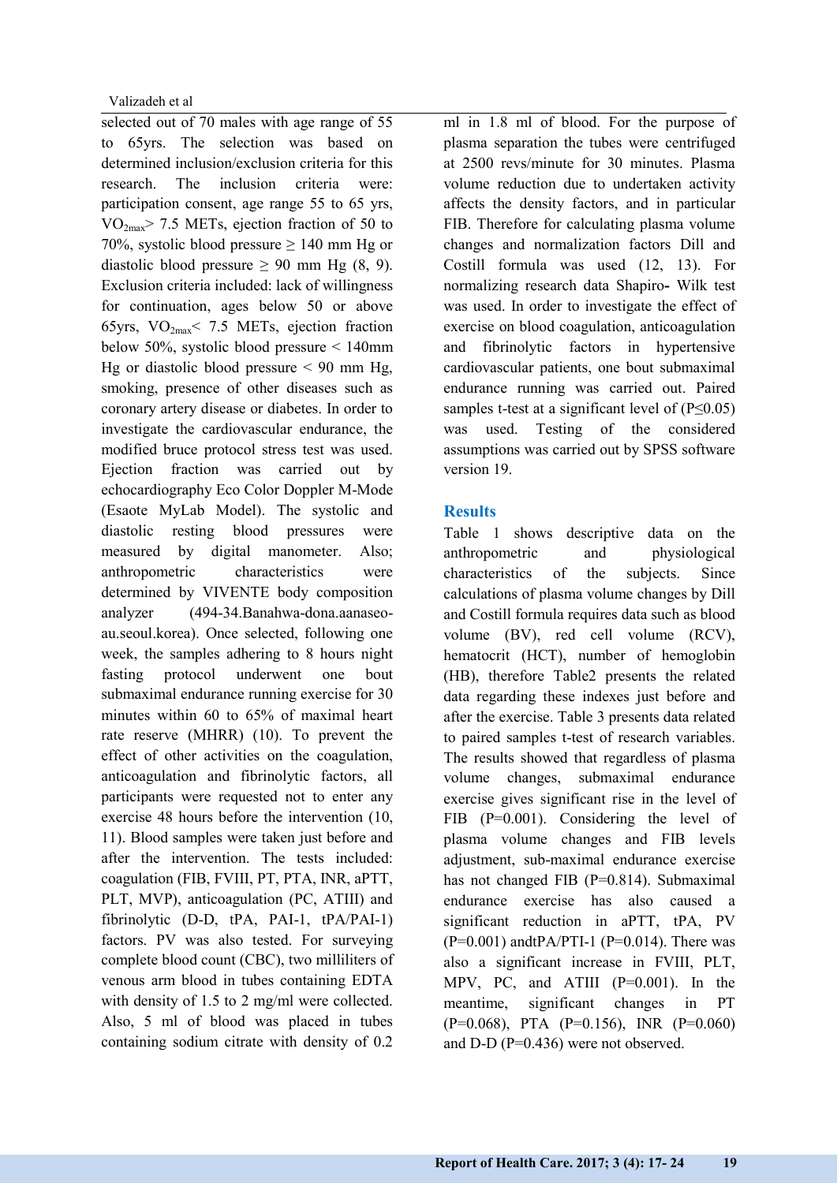selected out of 70 males with age range of 55 to 65yrs. The selection was based on determined inclusion/exclusion criteria for this research. The inclusion criteria were: participation consent, age range 55 to 65 yrs, $VO_{2max}$> 7.5 METs, ejection fraction of 50 to 70%, systolic blood pressure ≥ 140 mm Hg or diastolic blood pressure ≥ 90 mm Hg (8, 9). Exclusion criteria included: lack of willingness for continuation, ages below 50 or above 65yrs, $VO_{2max}$< 7.5 METs, ejection fraction below 50%, systolic blood pressure < 140mm Hg or diastolic blood pressure < 90 mm Hg, smoking, presence of other diseases such as coronary artery disease or diabetes. In order to investigate the cardiovascular endurance, the modified bruce protocol stress test was used. Ejection fraction was carried out by echocardiography Eco Color Doppler M-Mode (Esaote MyLab Model). The systolic and diastolic resting blood pressures were measured by digital manometer. Also; anthropometric characteristics were determined by VIVENTE body composition analyzer (494-34.Banahwa-dona.aanaseo-au.seoul.korea). Once selected, following one week, the samples adhering to 8 hours night fasting protocol underwent one bout submaximal endurance running exercise for 30 minutes within 60 to 65% of maximal heart rate reserve (MHRR) (10). To prevent the effect of other activities on the coagulation, anticoagulation and fibrinolytic factors, all participants were requested not to enter any exercise 48 hours before the intervention (10, 11). Blood samples were taken just before and after the intervention. The tests included: coagulation (FIB, FVIII, PT, PTA, INR, aPTT, PLT, MVP), anticoagulation (PC, ATIII) and fibrinolytic (D-D, tPA, PAI-1, tPA/PAI-1) factors. PV was also tested. For surveying complete blood count (CBC), two milliliters of venous arm blood in tubes containing EDTA with density of 1.5 to 2 mg/ml were collected. Also, 5 ml of blood was placed in tubes containing sodium citrate with density of 0.2 ml in 1.8 ml of blood. For the purpose of plasma separation the tubes were centrifuged at 2500 revs/minute for 30 minutes. Plasma volume reduction due to undertaken activity affects the density factors, and in particular FIB. Therefore for calculating plasma volume changes and normalization factors Dill and Costill formula was used (12, 13). For normalizing research data Shapiro- Wilk test was used. In order to investigate the effect of exercise on blood coagulation, anticoagulation and fibrinolytic factors in hypertensive cardiovascular patients, one bout submaximal endurance running was carried out. Paired samples t-test at a significant level of ($P≤0.05$) was used. Testing of the considered assumptions was carried out by SPSS software version 19.

## Results

Table 1 shows descriptive data on the anthropometric and physiological characteristics of the subjects. Since calculations of plasma volume changes by Dill and Costill formula requires data such as blood volume (BV), red cell volume (RCV), hematocrit (HCT), number of hemoglobin (HB), therefore Table2 presents the related data regarding these indexes just before and after the exercise. Table 3 presents data related to paired samples t-test of research variables. The results showed that regardless of plasma volume changes, submaximal endurance exercise gives significant rise in the level of FIB ($P=0.001$). Considering the level of plasma volume changes and FIB levels adjustment, sub-maximal endurance exercise has not changed FIB ($P=0.814$). Submaximal endurance exercise has also caused a significant reduction in aPTT, tPA, PV ($P=0.001$) andtPA/PTI-1 ($P=0.014$). There was also a significant increase in FVIII, PLT, MPV, PC, and ATIII ($P=0.001$). In the meantime, significant changes in PT ($P=0.068$), PTA ($P=0.156$), INR ($P=0.060$) and D-D ($P=0.436$) were not observed.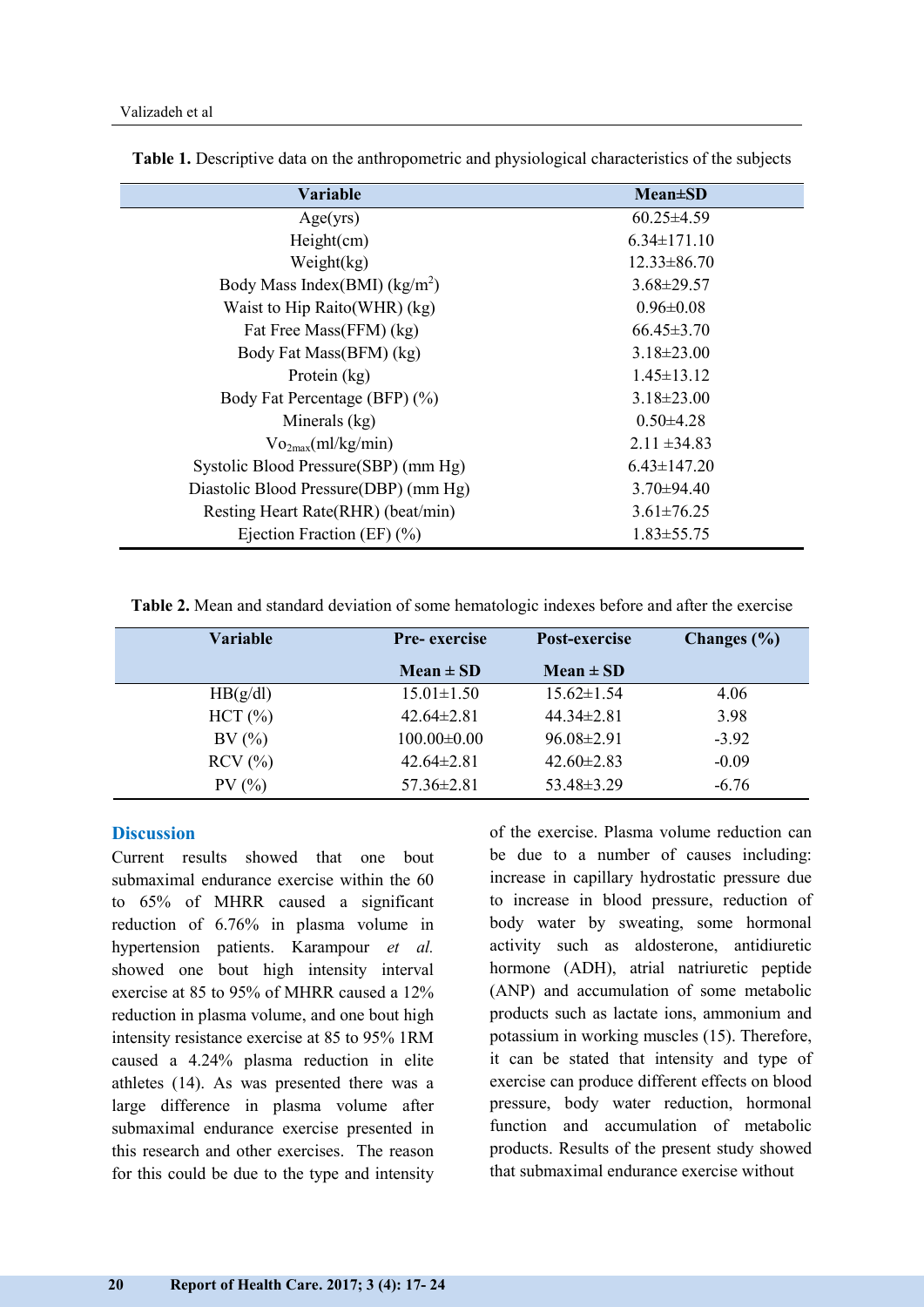**Table 1.** Descriptive data on the anthropometric and physiological characteristics of the subjects

| Variable | Mean±SD |
| --- | --- |
| Age(yrs) | 60.25±4.59 |
| Height(cm) | 6.34±171.10 |
| Weight(kg) | 12.33±86.70 |
| Body Mass Index(BMI) ($kg/m^2$) | 3.68±29.57 |
| Waist to Hip Raito(WHR) (kg) | 0.96±0.08 |
| Fat Free Mass(FFM) (kg) | 66.45±3.70 |
| Body Fat Mass(BFM) (kg) | 3.18±23.00 |
| Protein (kg) | 1.45±13.12 |
| Body Fat Percentage (BFP) (%) | 3.18±23.00 |
| Minerals (kg) | 0.50±4.28 |
| $Vo_{2max}$(ml/kg/min) | 2.11 ±34.83 |
| Systolic Blood Pressure(SBP) (mm Hg) | 6.43±147.20 |
| Diastolic Blood Pressure(DBP) (mm Hg) | 3.70±94.40 |
| Resting Heart Rate(RHR) (beat/min) | 3.61±76.25 |
| Ejection Fraction (EF) (%) | 1.83±55.75 |

**Table 2.** Mean and standard deviation of some hematologic indexes before and after the exercise

| Variable | Pre- exercise | Post-exercise | Changes (%) |
| --- | --- | --- | --- |
| | Mean ± SD | Mean ± SD | |
| HB(g/dl) | 15.01±1.50 | 15.62±1.54 | 4.06 |
| HCT (%) | 42.64±2.81 | 44.34±2.81 | 3.98 |
| BV (%) | 100.00±0.00 | 96.08±2.91 | -3.92 |
| RCV (%) | 42.64±2.81 | 42.60±2.83 | -0.09 |
| PV (%) | 57.36±2.81 | 53.48±3.29 | -6.76 |

## Discussion

Current results showed that one bout submaximal endurance exercise within the 60 to 65% of MHRR caused a significant reduction of 6.76% in plasma volume in hypertension patients. Karampour *et al.* showed one bout high intensity interval exercise at 85 to 95% of MHRR caused a 12% reduction in plasma volume, and one bout high intensity resistance exercise at 85 to 95% 1RM caused a 4.24% plasma reduction in elite athletes (14). As was presented there was a large difference in plasma volume after submaximal endurance exercise presented in this research and other exercises. The reason for this could be due to the type and intensity of the exercise. Plasma volume reduction can be due to a number of causes including: increase in capillary hydrostatic pressure due to increase in blood pressure, reduction of body water by sweating, some hormonal activity such as aldosterone, antidiuretic hormone (ADH), atrial natriuretic peptide (ANP) and accumulation of some metabolic products such as lactate ions, ammonium and potassium in working muscles (15). Therefore, it can be stated that intensity and type of exercise can produce different effects on blood pressure, body water reduction, hormonal function and accumulation of metabolic products. Results of the present study showed that submaximal endurance exercise without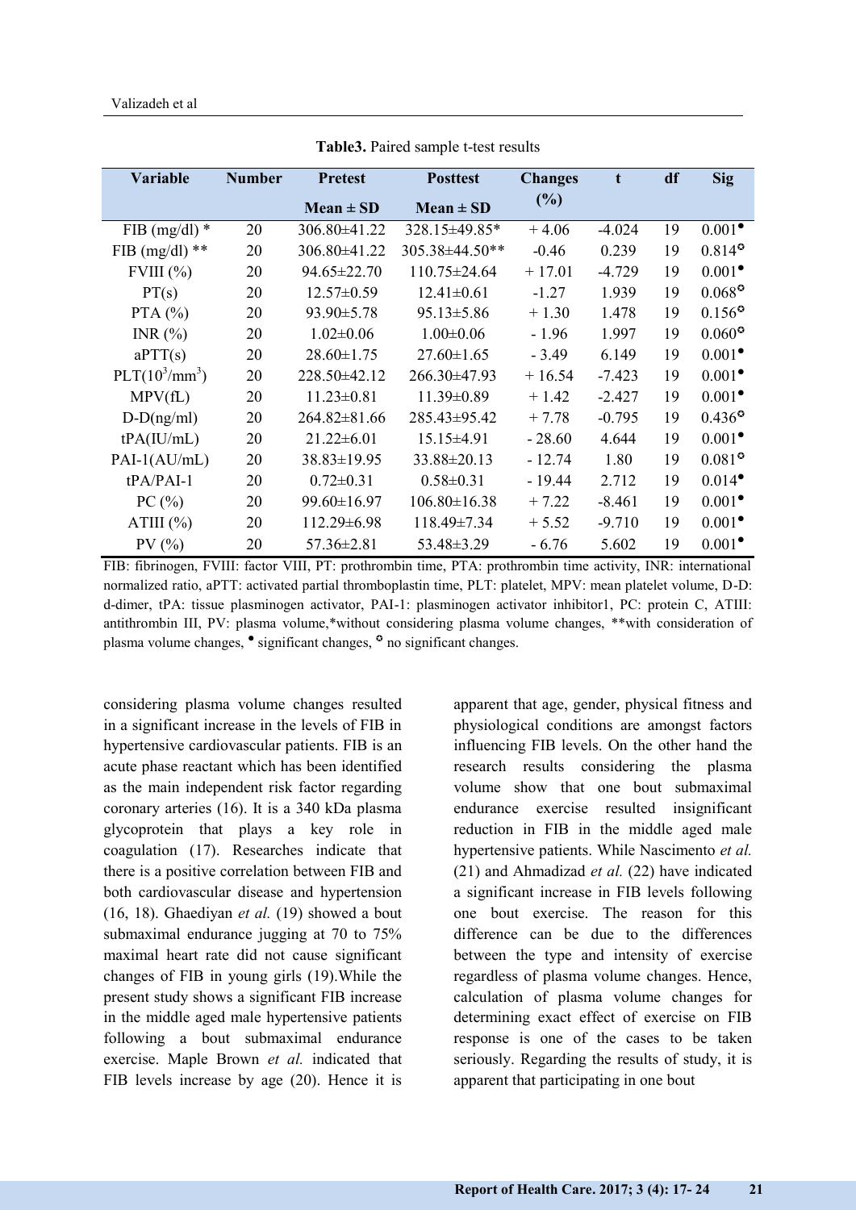**Table3.** Paired sample t-test results

| Variable | Number | Pretest Mean ± SD | Posttest Mean ± SD | Changes (%) | t | df | Sig |
|---|---|---|---|---|---|---|---|
| FIB (mg/dl) * | 20 | 306.80±41.22 | 328.15±49.85* | + 4.06 | -4.024 | 19 | 0.001● |
| FIB (mg/dl) ** | 20 | 306.80±41.22 | 305.38±44.50** | -0.46 | 0.239 | 19 | 0.814✪ |
| FVIII (%) | 20 | 94.65±22.70 | 110.75±24.64 | + 17.01 | -4.729 | 19 | 0.001● |
| PT(s) | 20 | 12.57±0.59 | 12.41±0.61 | -1.27 | 1.939 | 19 | 0.068✪ |
| PTA (%) | 20 | 93.90±5.78 | 95.13±5.86 | + 1.30 | 1.478 | 19 | 0.156✪ |
| INR (%) | 20 | 1.02±0.06 | 1.00±0.06 | - 1.96 | 1.997 | 19 | 0.060✪ |
| aPTT(s) | 20 | 28.60±1.75 | 27.60±1.65 | - 3.49 | 6.149 | 19 | 0.001● |
| PLT($10^3$/$mm^3$) | 20 | 228.50±42.12 | 266.30±47.93 | + 16.54 | -7.423 | 19 | 0.001● |
| MPV(fL) | 20 | 11.23±0.81 | 11.39±0.89 | + 1.42 | -2.427 | 19 | 0.001● |
| D-D(ng/ml) | 20 | 264.82±81.66 | 285.43±95.42 | + 7.78 | -0.795 | 19 | 0.436✪ |
| tPA(IU/mL) | 20 | 21.22±6.01 | 15.15±4.91 | - 28.60 | 4.644 | 19 | 0.001● |
| PAI-1(AU/mL) | 20 | 38.83±19.95 | 33.88±20.13 | - 12.74 | 1.80 | 19 | 0.081✪ |
| tPA/PAI-1 | 20 | 0.72±0.31 | 0.58±0.31 | - 19.44 | 2.712 | 19 | 0.014● |
| PC (%) | 20 | 99.60±16.97 | 106.80±16.38 | + 7.22 | -8.461 | 19 | 0.001● |
| ATIII (%) | 20 | 112.29±6.98 | 118.49±7.34 | + 5.52 | -9.710 | 19 | 0.001● |
| PV (%) | 20 | 57.36±2.81 | 53.48±3.29 | - 6.76 | 5.602 | 19 | 0.001● |

FIB: fibrinogen, FVIII: factor VIII, PT: prothrombin time, PTA: prothrombin time activity, INR: international normalized ratio, aPTT: activated partial thromboplastin time, PLT: platelet, MPV: mean platelet volume, D-D: d-dimer, tPA: tissue plasminogen activator, PAI-1: plasminogen activator inhibitor1, PC: protein C, ATIII: antithrombin III, PV: plasma volume,*without considering plasma volume changes, **with consideration of plasma volume changes, ● significant changes, ✪ no significant changes.

considering plasma volume changes resulted in a significant increase in the levels of FIB in hypertensive cardiovascular patients. FIB is an acute phase reactant which has been identified as the main independent risk factor regarding coronary arteries (16). It is a 340 kDa plasma glycoprotein that plays a key role in coagulation (17). Researches indicate that there is a positive correlation between FIB and both cardiovascular disease and hypertension (16, 18). Ghaediyan *et al.* (19) showed a bout submaximal endurance jugging at 70 to 75% maximal heart rate did not cause significant changes of FIB in young girls (19).While the present study shows a significant FIB increase in the middle aged male hypertensive patients following a bout submaximal endurance exercise. Maple Brown *et al.* indicated that FIB levels increase by age (20). Hence it is apparent that age, gender, physical fitness and physiological conditions are amongst factors influencing FIB levels. On the other hand the research results considering the plasma volume show that one bout submaximal endurance exercise resulted insignificant reduction in FIB in the middle aged male hypertensive patients. While Nascimento *et al.* (21) and Ahmadizad *et al.* (22) have indicated a significant increase in FIB levels following one bout exercise. The reason for this difference can be due to the differences between the type and intensity of exercise regardless of plasma volume changes. Hence, calculation of plasma volume changes for determining exact effect of exercise on FIB response is one of the cases to be taken seriously. Regarding the results of study, it is apparent that participating in one bout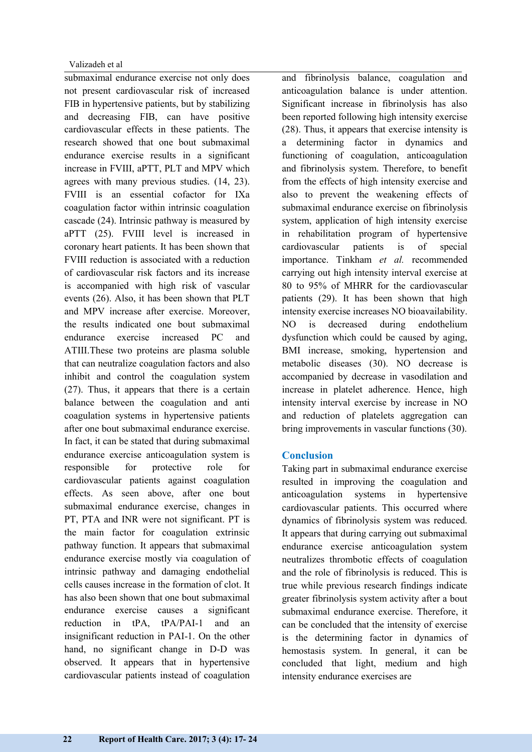submaximal endurance exercise not only does not present cardiovascular risk of increased FIB in hypertensive patients, but by stabilizing and decreasing FIB, can have positive cardiovascular effects in these patients. The research showed that one bout submaximal endurance exercise results in a significant increase in FVIII, aPTT, PLT and MPV which agrees with many previous studies. (14, 23). FVIII is an essential cofactor for IXa coagulation factor within intrinsic coagulation cascade (24). Intrinsic pathway is measured by aPTT (25). FVIII level is increased in coronary heart patients. It has been shown that FVIII reduction is associated with a reduction of cardiovascular risk factors and its increase is accompanied with high risk of vascular events (26). Also, it has been shown that PLT and MPV increase after exercise. Moreover, the results indicated one bout submaximal endurance exercise increased PC and ATIII.These two proteins are plasma soluble that can neutralize coagulation factors and also inhibit and control the coagulation system (27). Thus, it appears that there is a certain balance between the coagulation and anti coagulation systems in hypertensive patients after one bout submaximal endurance exercise. In fact, it can be stated that during submaximal endurance exercise anticoagulation system is responsible for protective role for cardiovascular patients against coagulation effects. As seen above, after one bout submaximal endurance exercise, changes in PT, PTA and INR were not significant. PT is the main factor for coagulation extrinsic pathway function. It appears that submaximal endurance exercise mostly via coagulation of intrinsic pathway and damaging endothelial cells causes increase in the formation of clot. It has also been shown that one bout submaximal endurance exercise causes a significant reduction in tPA, tPA/PAI-1 and an insignificant reduction in PAI-1. On the other hand, no significant change in D-D was observed. It appears that in hypertensive cardiovascular patients instead of coagulation and fibrinolysis balance, coagulation and anticoagulation balance is under attention. Significant increase in fibrinolysis has also been reported following high intensity exercise (28). Thus, it appears that exercise intensity is a determining factor in dynamics and functioning of coagulation, anticoagulation and fibrinolysis system. Therefore, to benefit from the effects of high intensity exercise and also to prevent the weakening effects of submaximal endurance exercise on fibrinolysis system, application of high intensity exercise in rehabilitation program of hypertensive cardiovascular patients is of special importance. Tinkham *et al.* recommended carrying out high intensity interval exercise at 80 to 95% of MHRR for the cardiovascular patients (29). It has been shown that high intensity exercise increases NO bioavailability. NO is decreased during endothelium dysfunction which could be caused by aging, BMI increase, smoking, hypertension and metabolic diseases (30). NO decrease is accompanied by decrease in vasodilation and increase in platelet adherence. Hence, high intensity interval exercise by increase in NO and reduction of platelets aggregation can bring improvements in vascular functions (30).

## Conclusion

Taking part in submaximal endurance exercise resulted in improving the coagulation and anticoagulation systems in hypertensive cardiovascular patients. This occurred where dynamics of fibrinolysis system was reduced. It appears that during carrying out submaximal endurance exercise anticoagulation system neutralizes thrombotic effects of coagulation and the role of fibrinolysis is reduced. This is true while previous research findings indicate greater fibrinolysis system activity after a bout submaximal endurance exercise. Therefore, it can be concluded that the intensity of exercise is the determining factor in dynamics of hemostasis system. In general, it can be concluded that light, medium and high intensity endurance exercises are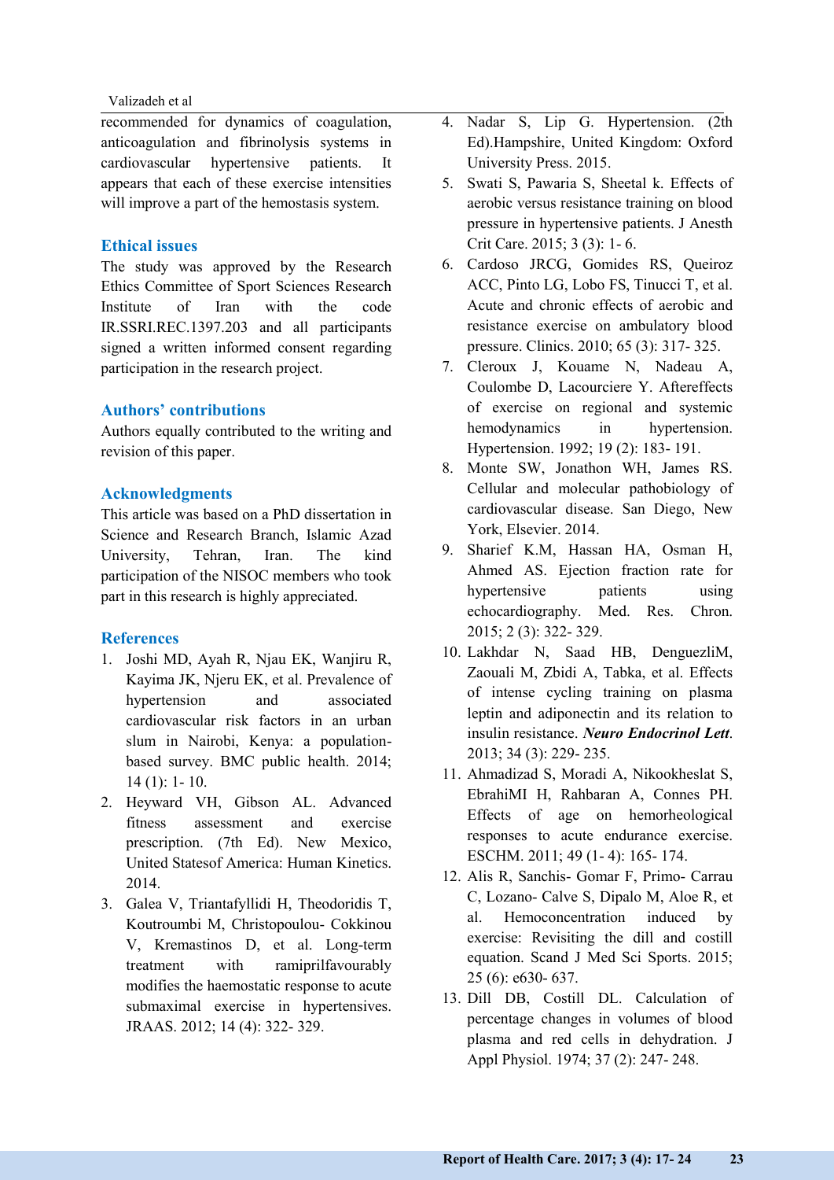recommended for dynamics of coagulation, anticoagulation and fibrinolysis systems in cardiovascular hypertensive patients. It appears that each of these exercise intensities will improve a part of the hemostasis system.

## Ethical issues

The study was approved by the Research Ethics Committee of Sport Sciences Research Institute of Iran with the code IR.SSRI.REC.1397.203 and all participants signed a written informed consent regarding participation in the research project.

## Authors' contributions

Authors equally contributed to the writing and revision of this paper.

## Acknowledgments

This article was based on a PhD dissertation in Science and Research Branch, Islamic Azad University, Tehran, Iran. The kind participation of the NISOC members who took part in this research is highly appreciated.

## References

1. Joshi MD, Ayah R, Njau EK, Wanjiru R, Kayima JK, Njeru EK, et al. Prevalence of hypertension and associated cardiovascular risk factors in an urban slum in Nairobi, Kenya: a population-based survey. BMC public health. 2014; 14 (1): 1- 10.
2. Heyward VH, Gibson AL. Advanced fitness assessment and exercise prescription. (7th Ed). New Mexico, United Statesof America: Human Kinetics. 2014.
3. Galea V, Triantafyllidi H, Theodoridis T, Koutroumbi M, Christopoulou- Cokkinou V, Kremastinos D, et al. Long-term treatment with ramiprilfavourably modifies the haemostatic response to acute submaximal exercise in hypertensives. JRAAS. 2012; 14 (4): 322- 329.
4. Nadar S, Lip G. Hypertension. (2th Ed).Hampshire, United Kingdom: Oxford University Press. 2015.
5. Swati S, Pawaria S, Sheetal k. Effects of aerobic versus resistance training on blood pressure in hypertensive patients. J Anesth Crit Care. 2015; 3 (3): 1- 6.
6. Cardoso JRCG, Gomides RS, Queiroz ACC, Pinto LG, Lobo FS, Tinucci T, et al. Acute and chronic effects of aerobic and resistance exercise on ambulatory blood pressure. Clinics. 2010; 65 (3): 317- 325.
7. Cleroux J, Kouame N, Nadeau A, Coulombe D, Lacourciere Y. Aftereffects of exercise on regional and systemic hemodynamics in hypertension. Hypertension. 1992; 19 (2): 183- 191.
8. Monte SW, Jonathon WH, James RS. Cellular and molecular pathobiology of cardiovascular disease. San Diego, New York, Elsevier. 2014.
9. Sharief K.M, Hassan HA, Osman H, Ahmed AS. Ejection fraction rate for hypertensive patients using echocardiography. Med. Res. Chron. 2015; 2 (3): 322- 329.
10. Lakhdar N, Saad HB, DenguezliM, Zaouali M, Zbidi A, Tabka, et al. Effects of intense cycling training on plasma leptin and adiponectin and its relation to insulin resistance. ***Neuro Endocrinol Lett***. 2013; 34 (3): 229- 235.
11. Ahmadizad S, Moradi A, Nikookheslat S, EbrahiMI H, Rahbaran A, Connes PH. Effects of age on hemorheological responses to acute endurance exercise. ESCHM. 2011; 49 (1- 4): 165- 174.
12. Alis R, Sanchis- Gomar F, Primo- Carrau C, Lozano- Calve S, Dipalo M, Aloe R, et al. Hemoconcentration induced by exercise: Revisiting the dill and costill equation. Scand J Med Sci Sports. 2015; 25 (6): e630- 637.
13. Dill DB, Costill DL. Calculation of percentage changes in volumes of blood plasma and red cells in dehydration. J Appl Physiol. 1974; 37 (2): 247- 248.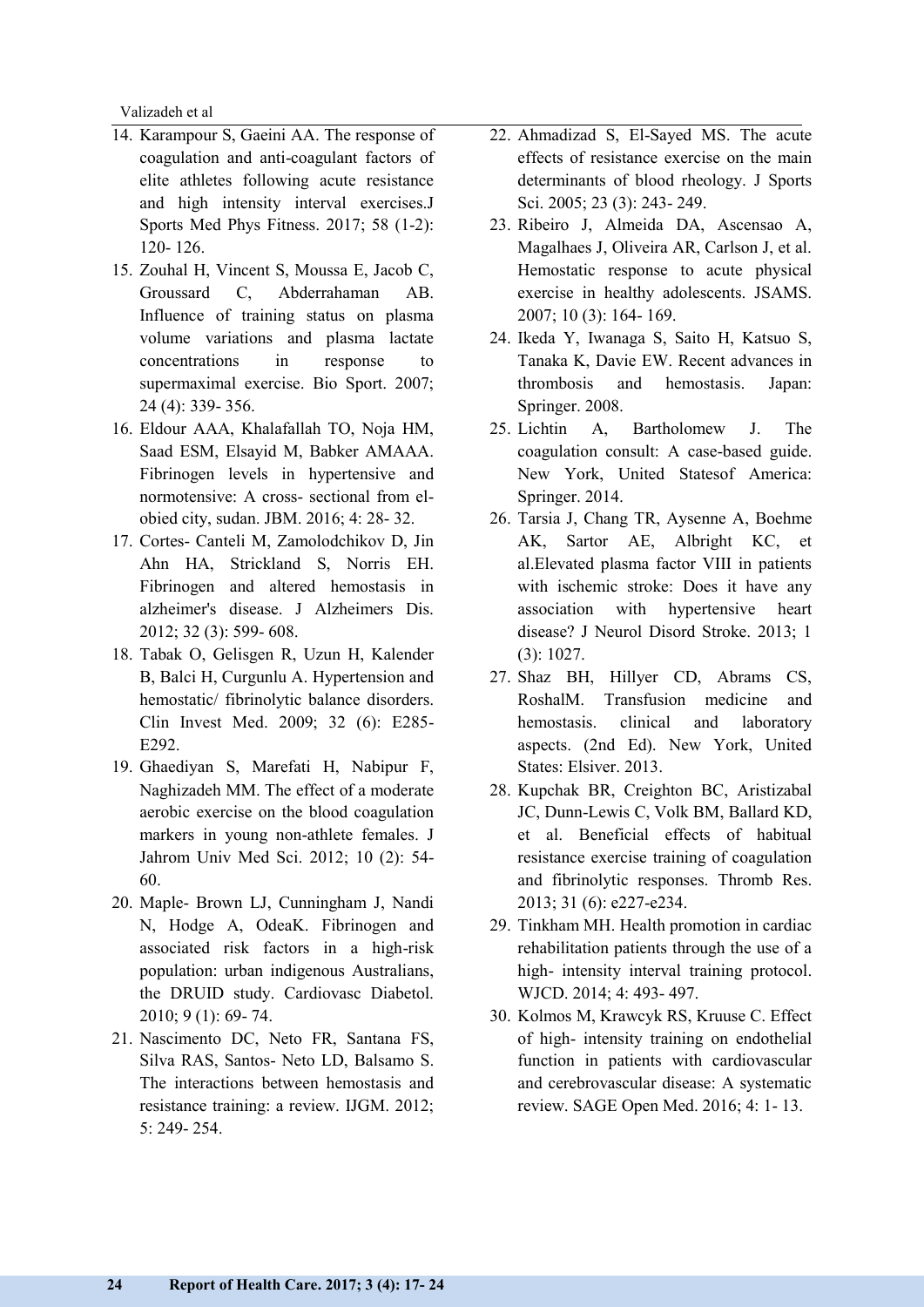14. Karampour S, Gaeini AA. The response of coagulation and anti-coagulant factors of elite athletes following acute resistance and high intensity interval exercises.J Sports Med Phys Fitness. 2017; 58 (1-2): 120- 126.
15. Zouhal H, Vincent S, Moussa E, Jacob C, Groussard C, Abderrahaman AB. Influence of training status on plasma volume variations and plasma lactate concentrations in response to supermaximal exercise. Bio Sport. 2007; 24 (4): 339- 356.
16. Eldour AAA, Khalafallah TO, Noja HM, Saad ESM, Elsayid M, Babker AMAAA. Fibrinogen levels in hypertensive and normotensive: A cross- sectional from el-obied city, sudan. JBM. 2016; 4: 28- 32.
17. Cortes- Canteli M, Zamolodchikov D, Jin Ahn HA, Strickland S, Norris EH. Fibrinogen and altered hemostasis in alzheimer's disease. J Alzheimers Dis. 2012; 32 (3): 599- 608.
18. Tabak O, Gelisgen R, Uzun H, Kalender B, Balci H, Curgunlu A. Hypertension and hemostatic/ fibrinolytic balance disorders. Clin Invest Med. 2009; 32 (6): E285- E292.
19. Ghaediyan S, Marefati H, Nabipur F, Naghizadeh MM. The effect of a moderate aerobic exercise on the blood coagulation markers in young non-athlete females. J Jahrom Univ Med Sci. 2012; 10 (2): 54- 60.
20. Maple- Brown LJ, Cunningham J, Nandi N, Hodge A, OdeaK. Fibrinogen and associated risk factors in a high-risk population: urban indigenous Australians, the DRUID study. Cardiovasc Diabetol. 2010; 9 (1): 69- 74.
21. Nascimento DC, Neto FR, Santana FS, Silva RAS, Santos- Neto LD, Balsamo S. The interactions between hemostasis and resistance training: a review. IJGM. 2012; 5: 249- 254.
22. Ahmadizad S, El-Sayed MS. The acute effects of resistance exercise on the main determinants of blood rheology. J Sports Sci. 2005; 23 (3): 243- 249.
23. Ribeiro J, Almeida DA, Ascensao A, Magalhaes J, Oliveira AR, Carlson J, et al. Hemostatic response to acute physical exercise in healthy adolescents. JSAMS. 2007; 10 (3): 164- 169.
24. Ikeda Y, Iwanaga S, Saito H, Katsuo S, Tanaka K, Davie EW. Recent advances in thrombosis and hemostasis. Japan: Springer. 2008.
25. Lichtin A, Bartholomew J. The coagulation consult: A case-based guide. New York, United Statesof America: Springer. 2014.
26. Tarsia J, Chang TR, Aysenne A, Boehme AK, Sartor AE, Albright KC, et al.Elevated plasma factor VIII in patients with ischemic stroke: Does it have any association with hypertensive heart disease? J Neurol Disord Stroke. 2013; 1 (3): 1027.
27. Shaz BH, Hillyer CD, Abrams CS, RoshalM. Transfusion medicine and hemostasis. clinical and laboratory aspects. (2nd Ed). New York, United States: Elsiver. 2013.
28. Kupchak BR, Creighton BC, Aristizabal JC, Dunn-Lewis C, Volk BM, Ballard KD, et al. Beneficial effects of habitual resistance exercise training of coagulation and fibrinolytic responses. Thromb Res. 2013; 31 (6): e227-e234.
29. Tinkham MH. Health promotion in cardiac rehabilitation patients through the use of a high- intensity interval training protocol. WJCD. 2014; 4: 493- 497.
30. Kolmos M, Krawcyk RS, Kruuse C. Effect of high- intensity training on endothelial function in patients with cardiovascular and cerebrovascular disease: A systematic review. SAGE Open Med. 2016; 4: 1- 13.